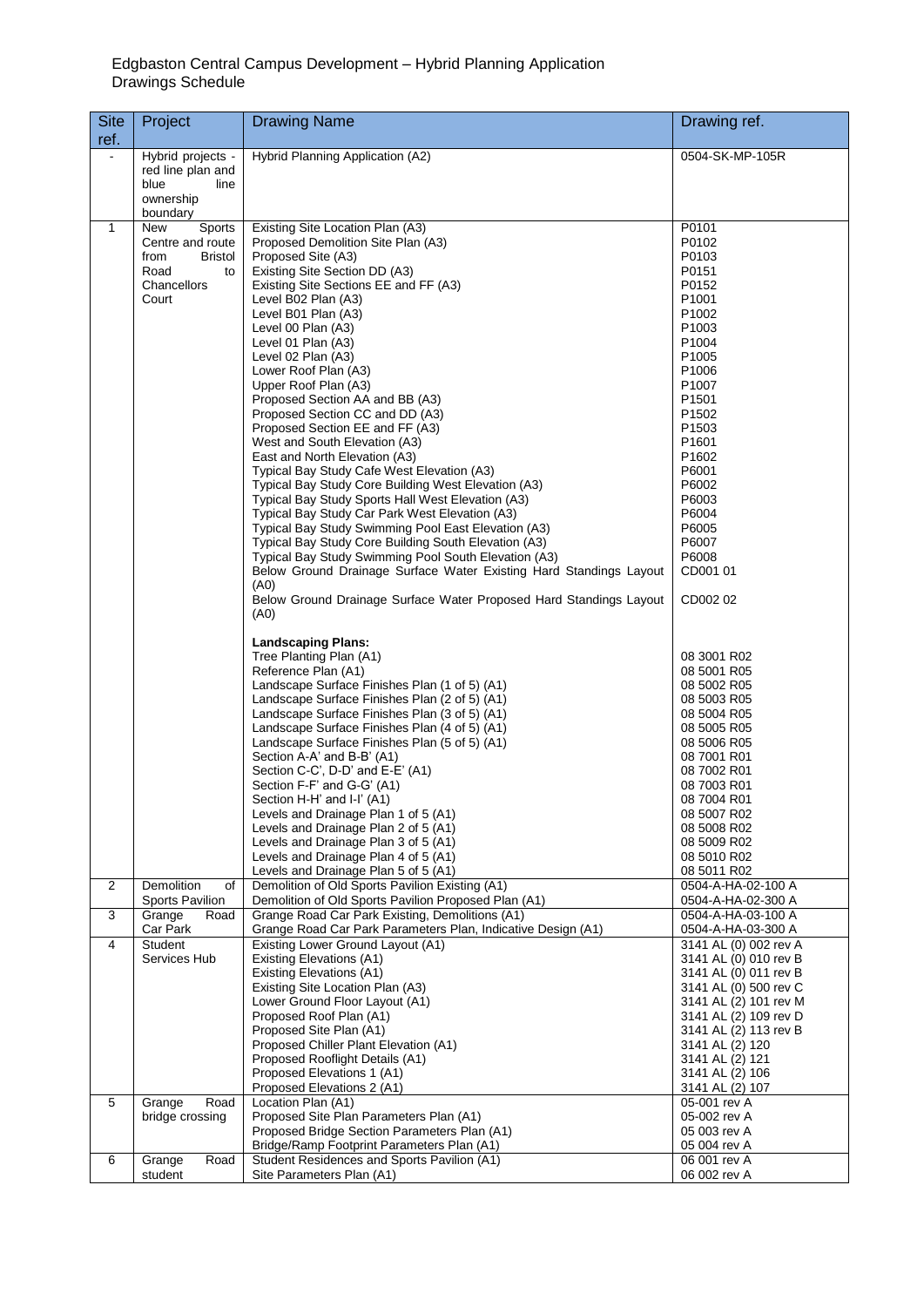Edgbaston Central Campus Development – Hybrid Planning Application
Drawings Schedule

| Site ref. | Project | Drawing Name | Drawing ref. |
|---|---|---|---|
| - | Hybrid projects - red line plan and blue line ownership boundary | Hybrid Planning Application (A2) | 0504-SK-MP-105R |
| 1 | New Sports Centre and route from Bristol Road to Chancellors Court | Existing Site Location Plan (A3) | P0101 |
| | | Proposed Demolition Site Plan (A3) | P0102 |
| | | Proposed Site (A3) | P0103 |
| | | Existing Site Section DD (A3) | P0151 |
| | | Existing Site Sections EE and FF (A3) | P0152 |
| | | Level B02 Plan (A3) | P1001 |
| | | Level B01 Plan (A3) | P1002 |
| | | Level 00 Plan (A3) | P1003 |
| | | Level 01 Plan (A3) | P1004 |
| | | Level 02 Plan (A3) | P1005 |
| | | Lower Roof Plan (A3) | P1006 |
| | | Upper Roof Plan (A3) | P1007 |
| | | Proposed Section AA and BB (A3) | P1501 |
| | | Proposed Section CC and DD (A3) | P1502 |
| | | Proposed Section EE and FF (A3) | P1503 |
| | | West and South Elevation (A3) | P1601 |
| | | East and North Elevation (A3) | P1602 |
| | | Typical Bay Study Cafe West Elevation (A3) | P6001 |
| | | Typical Bay Study Core Building West Elevation (A3) | P6002 |
| | | Typical Bay Study Sports Hall West Elevation (A3) | P6003 |
| | | Typical Bay Study Car Park West Elevation (A3) | P6004 |
| | | Typical Bay Study Swimming Pool East Elevation (A3) | P6005 |
| | | Typical Bay Study Core Building South Elevation (A3) | P6007 |
| | | Typical Bay Study Swimming Pool South Elevation (A3) | P6008 |
| | | Below Ground Drainage Surface Water Existing Hard Standings Layout (A0) | CD001 01 |
| | | Below Ground Drainage Surface Water Proposed Hard Standings Layout (A0) | CD002 02 |
| | | **Landscaping Plans:** | |
| | | Tree Planting Plan (A1) | 08 3001 R02 |
| | | Reference Plan (A1) | 08 5001 R05 |
| | | Landscape Surface Finishes Plan (1 of 5) (A1) | 08 5002 R05 |
| | | Landscape Surface Finishes Plan (2 of 5) (A1) | 08 5003 R05 |
| | | Landscape Surface Finishes Plan (3 of 5) (A1) | 08 5004 R05 |
| | | Landscape Surface Finishes Plan (4 of 5) (A1) | 08 5005 R05 |
| | | Landscape Surface Finishes Plan (5 of 5) (A1) | 08 5006 R05 |
| | | Section A-A' and B-B' (A1) | 08 7001 R01 |
| | | Section C-C', D-D' and E-E' (A1) | 08 7002 R01 |
| | | Section F-F' and G-G' (A1) | 08 7003 R01 |
| | | Section H-H' and I-I' (A1) | 08 7004 R01 |
| | | Levels and Drainage Plan 1 of 5 (A1) | 08 5007 R02 |
| | | Levels and Drainage Plan 2 of 5 (A1) | 08 5008 R02 |
| | | Levels and Drainage Plan 3 of 5 (A1) | 08 5009 R02 |
| | | Levels and Drainage Plan 4 of 5 (A1) | 08 5010 R02 |
| | | Levels and Drainage Plan 5 of 5 (A1) | 08 5011 R02 |
| 2 | Demolition of Sports Pavilion | Demolition of Old Sports Pavilion Existing (A1) | 0504-A-HA-02-100 A |
| | | Demolition of Old Sports Pavilion Proposed Plan (A1) | 0504-A-HA-02-300 A |
| 3 | Grange Road Car Park | Grange Road Car Park Existing, Demolitions (A1) | 0504-A-HA-03-100 A |
| | | Grange Road Car Park Parameters Plan, Indicative Design (A1) | 0504-A-HA-03-300 A |
| 4 | Student Services Hub | Existing Lower Ground Layout (A1) | 3141 AL (0) 002 rev A |
| | | Existing Elevations (A1) | 3141 AL (0) 010 rev B |
| | | Existing Elevations (A1) | 3141 AL (0) 011 rev B |
| | | Existing Site Location Plan (A3) | 3141 AL (0) 500 rev C |
| | | Lower Ground Floor Layout (A1) | 3141 AL (2) 101 rev M |
| | | Proposed Roof Plan (A1) | 3141 AL (2) 109 rev D |
| | | Proposed Site Plan (A1) | 3141 AL (2) 113 rev B |
| | | Proposed Chiller Plant Elevation (A1) | 3141 AL (2) 120 |
| | | Proposed Rooflight Details (A1) | 3141 AL (2) 121 |
| | | Proposed Elevations 1 (A1) | 3141 AL (2) 106 |
| | | Proposed Elevations 2 (A1) | 3141 AL (2) 107 |
| 5 | Grange Road bridge crossing | Location Plan (A1) | 05-001 rev A |
| | | Proposed Site Plan Parameters Plan (A1) | 05-002 rev A |
| | | Proposed Bridge Section Parameters Plan (A1) | 05 003 rev A |
| | | Bridge/Ramp Footprint Parameters Plan (A1) | 05 004 rev A |
| 6 | Grange Road student | Student Residences and Sports Pavilion (A1) | 06 001 rev A |
| | | Site Parameters Plan (A1) | 06 002 rev A |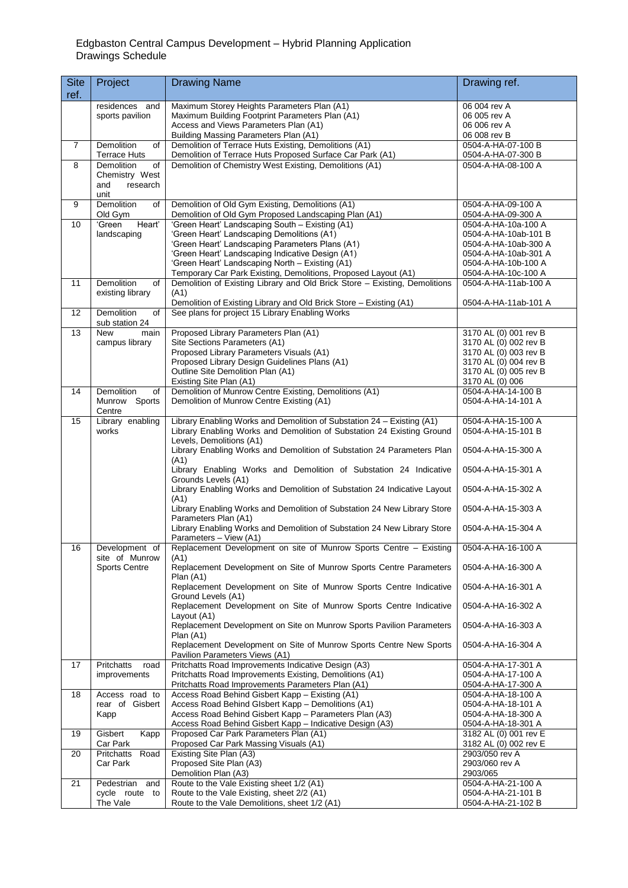Edgbaston Central Campus Development – Hybrid Planning Application
Drawings Schedule

| Site ref. | Project | Drawing Name | Drawing ref. |
|---|---|---|---|
| | residences and sports pavilion | Maximum Storey Heights Parameters Plan (A1)<br>Maximum Building Footprint Parameters Plan (A1)<br>Access and Views Parameters Plan (A1)<br>Building Massing Parameters Plan (A1) | 06 004 rev A<br>06 005 rev A<br>06 006 rev A<br>06 008 rev B |
| 7 | Demolition of Terrace Huts | Demolition of Terrace Huts Existing, Demolitions (A1)<br>Demolition of Terrace Huts Proposed Surface Car Park (A1) | 0504-A-HA-07-100 B<br>0504-A-HA-07-300 B |
| 8 | Demolition of Chemistry West and research unit | Demolition of Chemistry West Existing, Demolitions (A1) | 0504-A-HA-08-100 A |
| 9 | Demolition of Old Gym | Demolition of Old Gym Existing, Demolitions (A1)<br>Demolition of Old Gym Proposed Landscaping Plan (A1) | 0504-A-HA-09-100 A<br>0504-A-HA-09-300 A |
| 10 | 'Green Heart' landscaping | 'Green Heart' Landscaping South – Existing (A1)<br>'Green Heart' Landscaping Demolitions (A1)<br>'Green Heart' Landscaping Parameters Plans (A1)<br>'Green Heart' Landscaping Indicative Design (A1)<br>'Green Heart' Landscaping North – Existing (A1)<br>Temporary Car Park Existing, Demolitions, Proposed Layout (A1) | 0504-A-HA-10a-100 A<br>0504-A-HA-10ab-101 B<br>0504-A-HA-10ab-300 A<br>0504-A-HA-10ab-301 A<br>0504-A-HA-10b-100 A<br>0504-A-HA-10c-100 A |
| 11 | Demolition of existing library | Demolition of Existing Library and Old Brick Store – Existing, Demolitions (A1)<br>Demolition of Existing Library and Old Brick Store – Existing (A1) | 0504-A-HA-11ab-100 A<br>0504-A-HA-11ab-101 A |
| 12 | Demolition of sub station 24 | See plans for project 15 Library Enabling Works | |
| 13 | New main campus library | Proposed Library Parameters Plan (A1)<br>Site Sections Parameters (A1)<br>Proposed Library Parameters Visuals (A1)<br>Proposed Library Design Guidelines Plans (A1)<br>Outline Site Demolition Plan (A1)<br>Existing Site Plan (A1) | 3170 AL (0) 001 rev B<br>3170 AL (0) 002 rev B<br>3170 AL (0) 003 rev B<br>3170 AL (0) 004 rev B<br>3170 AL (0) 005 rev B<br>3170 AL (0) 006 |
| 14 | Demolition of Munrow Sports Centre | Demolition of Munrow Centre Existing, Demolitions (A1)<br>Demolition of Munrow Centre Existing (A1) | 0504-A-HA-14-100 B<br>0504-A-HA-14-101 A |
| 15 | Library enabling works | Library Enabling Works and Demolition of Substation 24 – Existing (A1)<br>Library Enabling Works and Demolition of Substation 24 Existing Ground Levels, Demolitions (A1)<br>Library Enabling Works and Demolition of Substation 24 Parameters Plan (A1)<br>Library Enabling Works and Demolition of Substation 24 Indicative Grounds Levels (A1)<br>Library Enabling Works and Demolition of Substation 24 Indicative Layout (A1)<br>Library Enabling Works and Demolition of Substation 24 New Library Store Parameters Plan (A1)<br>Library Enabling Works and Demolition of Substation 24 New Library Store Parameters – View (A1) | 0504-A-HA-15-100 A<br>0504-A-HA-15-101 B<br>0504-A-HA-15-300 A<br>0504-A-HA-15-301 A<br>0504-A-HA-15-302 A<br>0504-A-HA-15-303 A<br>0504-A-HA-15-304 A |
| 16 | Development of site of Munrow Sports Centre | Replacement Development on site of Munrow Sports Centre – Existing (A1)<br>Replacement Development on Site of Munrow Sports Centre Parameters Plan (A1)<br>Replacement Development on Site of Munrow Sports Centre Indicative Ground Levels (A1)<br>Replacement Development on Site of Munrow Sports Centre Indicative Layout (A1)<br>Replacement Development on Site on Munrow Sports Pavilion Parameters Plan (A1)<br>Replacement Development on Site of Munrow Sports Centre New Sports Pavilion Parameters Views (A1) | 0504-A-HA-16-100 A<br>0504-A-HA-16-300 A<br>0504-A-HA-16-301 A<br>0504-A-HA-16-302 A<br>0504-A-HA-16-303 A<br>0504-A-HA-16-304 A |
| 17 | Pritchatts road improvements | Pritchatts Road Improvements Indicative Design (A3)<br>Pritchatts Road Improvements Existing, Demolitions (A1)<br>Pritchatts Road Improvements Parameters Plan (A1) | 0504-A-HA-17-301 A<br>0504-A-HA-17-100 A<br>0504-A-HA-17-300 A |
| 18 | Access road to rear of Gisbert Kapp | Access Road Behind Gisbert Kapp – Existing (A1)<br>Access Road Behind GIsbert Kapp – Demolitions (A1)<br>Access Road Behind Gisbert Kapp – Parameters Plan (A3)<br>Access Road Behind Gisbert Kapp – Indicative Design (A3) | 0504-A-HA-18-100 A<br>0504-A-HA-18-101 A<br>0504-A-HA-18-300 A<br>0504-A-HA-18-301 A |
| 19 | Gisbert Kapp Car Park | Proposed Car Park Parameters Plan (A1)<br>Proposed Car Park Massing Visuals (A1) | 3182 AL (0) 001 rev E<br>3182 AL (0) 002 rev E |
| 20 | Pritchatts Road Car Park | Existing Site Plan (A3)<br>Proposed Site Plan (A3)<br>Demolition Plan (A3) | 2903/050 rev A<br>2903/060 rev A<br>2903/065 |
| 21 | Pedestrian and cycle route to The Vale | Route to the Vale Existing sheet 1/2 (A1)<br>Route to the Vale Existing, sheet 2/2 (A1)<br>Route to the Vale Demolitions, sheet 1/2 (A1) | 0504-A-HA-21-100 A<br>0504-A-HA-21-101 B<br>0504-A-HA-21-102 B |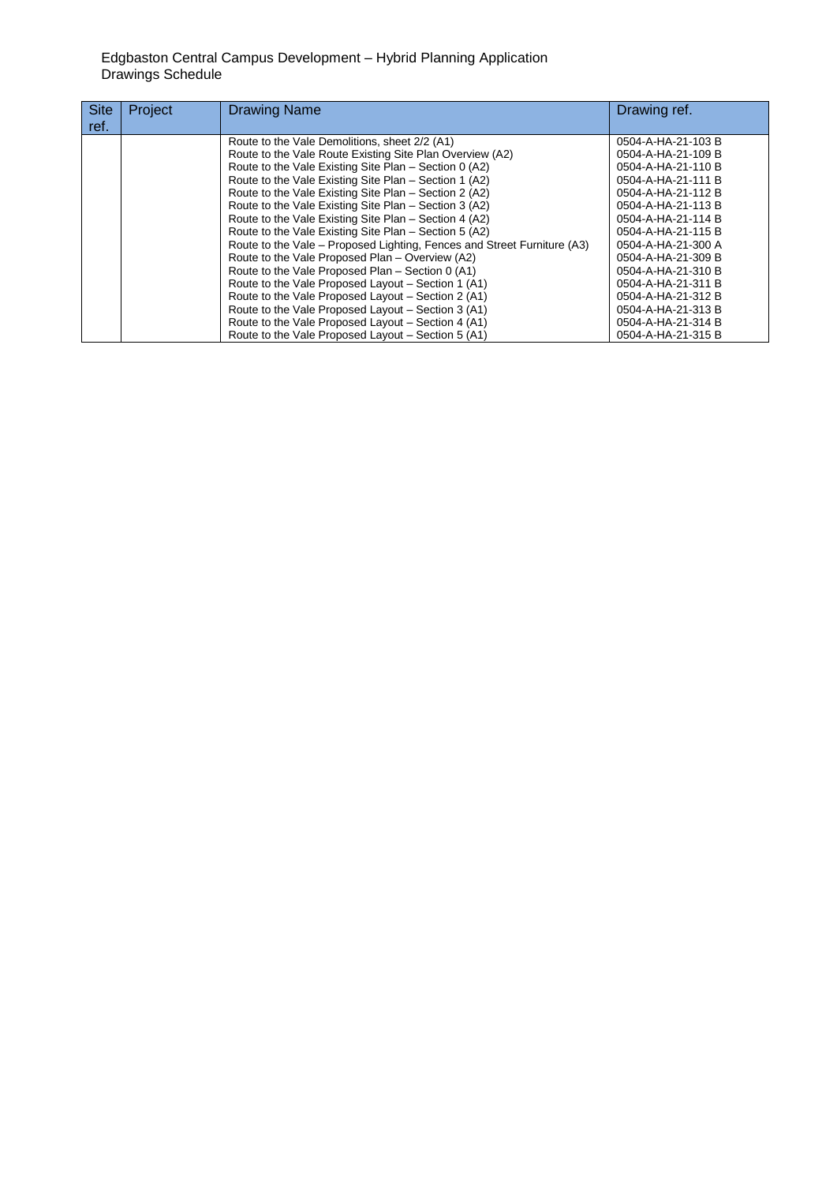Edgbaston Central Campus Development – Hybrid Planning Application
Drawings Schedule

| Site ref. | Project | Drawing Name | Drawing ref. |
|---|---|---|---|
| | | Route to the Vale Demolitions, sheet 2/2 (A1) | 0504-A-HA-21-103 B |
| | | Route to the Vale Route Existing Site Plan Overview (A2) | 0504-A-HA-21-109 B |
| | | Route to the Vale Existing Site Plan – Section 0 (A2) | 0504-A-HA-21-110 B |
| | | Route to the Vale Existing Site Plan – Section 1 (A2) | 0504-A-HA-21-111 B |
| | | Route to the Vale Existing Site Plan – Section 2 (A2) | 0504-A-HA-21-112 B |
| | | Route to the Vale Existing Site Plan – Section 3 (A2) | 0504-A-HA-21-113 B |
| | | Route to the Vale Existing Site Plan – Section 4 (A2) | 0504-A-HA-21-114 B |
| | | Route to the Vale Existing Site Plan – Section 5 (A2) | 0504-A-HA-21-115 B |
| | | Route to the Vale – Proposed Lighting, Fences and Street Furniture (A3) | 0504-A-HA-21-300 A |
| | | Route to the Vale Proposed Plan – Overview (A2) | 0504-A-HA-21-309 B |
| | | Route to the Vale Proposed Plan – Section 0 (A1) | 0504-A-HA-21-310 B |
| | | Route to the Vale Proposed Layout – Section 1 (A1) | 0504-A-HA-21-311 B |
| | | Route to the Vale Proposed Layout – Section 2 (A1) | 0504-A-HA-21-312 B |
| | | Route to the Vale Proposed Layout – Section 3 (A1) | 0504-A-HA-21-313 B |
| | | Route to the Vale Proposed Layout – Section 4 (A1) | 0504-A-HA-21-314 B |
| | | Route to the Vale Proposed Layout – Section 5 (A1) | 0504-A-HA-21-315 B |